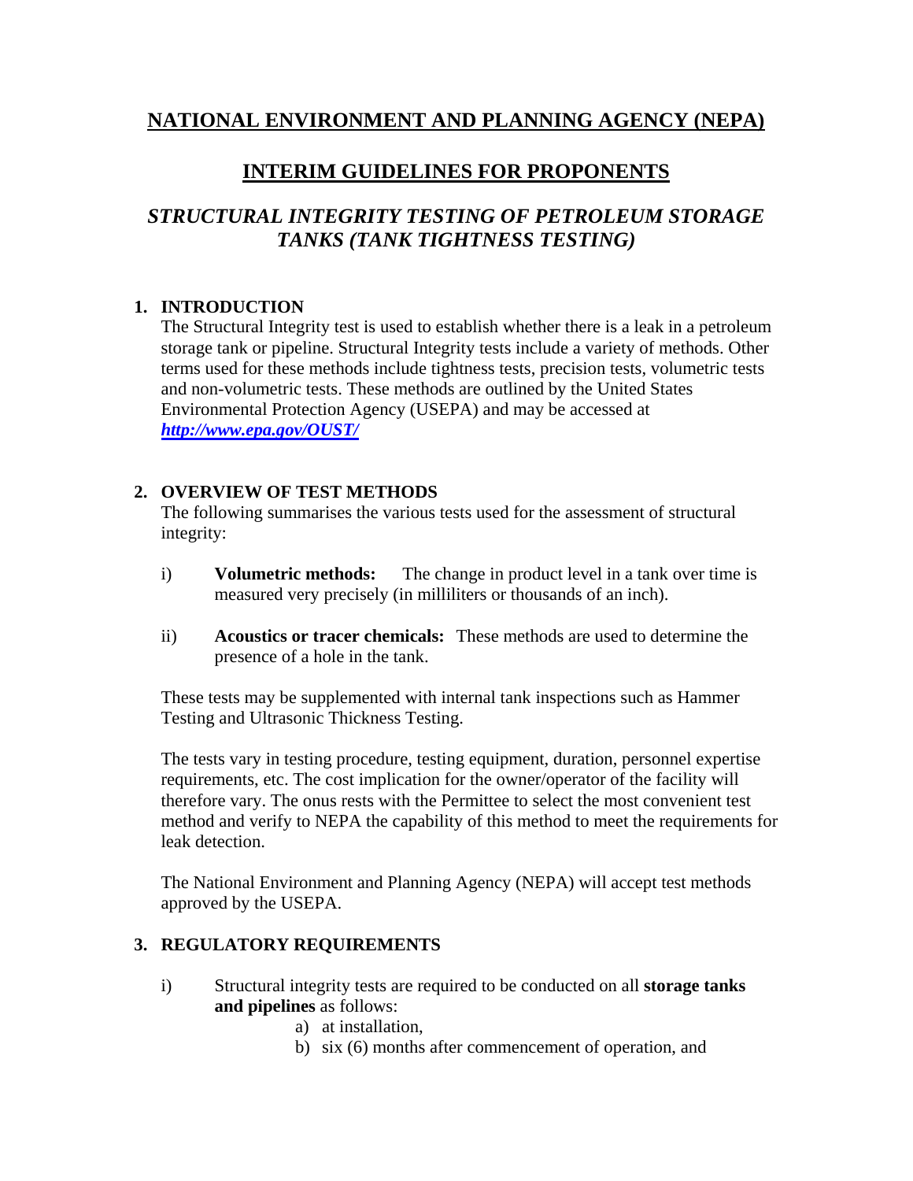# NATIONAL ENVIRONMENT AND PLANNING AGENCY (NEPA)

## INTERIM GUIDELINES FOR PROPONENTS

## *STRUCTURAL INTEGRITY TESTING OF PETROLEUM STORAGE TANKS (TANK TIGHTNESS TESTING)*

### 1. INTRODUCTION

The Structural Integrity test is used to establish whether there is a leak in a petroleum storage tank or pipeline. Structural Integrity tests include a variety of methods. Other terms used for these methods include tightness tests, precision tests, volumetric tests and non-volumetric tests. These methods are outlined by the United States Environmental Protection Agency (USEPA) and may be accessed at ***http://www.epa.gov/OUST/***

### 2. OVERVIEW OF TEST METHODS

The following summarises the various tests used for the assessment of structural integrity:

i) **Volumetric methods:** The change in product level in a tank over time is measured very precisely (in milliliters or thousands of an inch).

ii) **Acoustics or tracer chemicals:** These methods are used to determine the presence of a hole in the tank.

These tests may be supplemented with internal tank inspections such as Hammer Testing and Ultrasonic Thickness Testing.

The tests vary in testing procedure, testing equipment, duration, personnel expertise requirements, etc. The cost implication for the owner/operator of the facility will therefore vary. The onus rests with the Permittee to select the most convenient test method and verify to NEPA the capability of this method to meet the requirements for leak detection.

The National Environment and Planning Agency (NEPA) will accept test methods approved by the USEPA.

### 3. REGULATORY REQUIREMENTS

i) Structural integrity tests are required to be conducted on all **storage tanks and pipelines** as follows:

a) at installation,
b) six (6) months after commencement of operation, and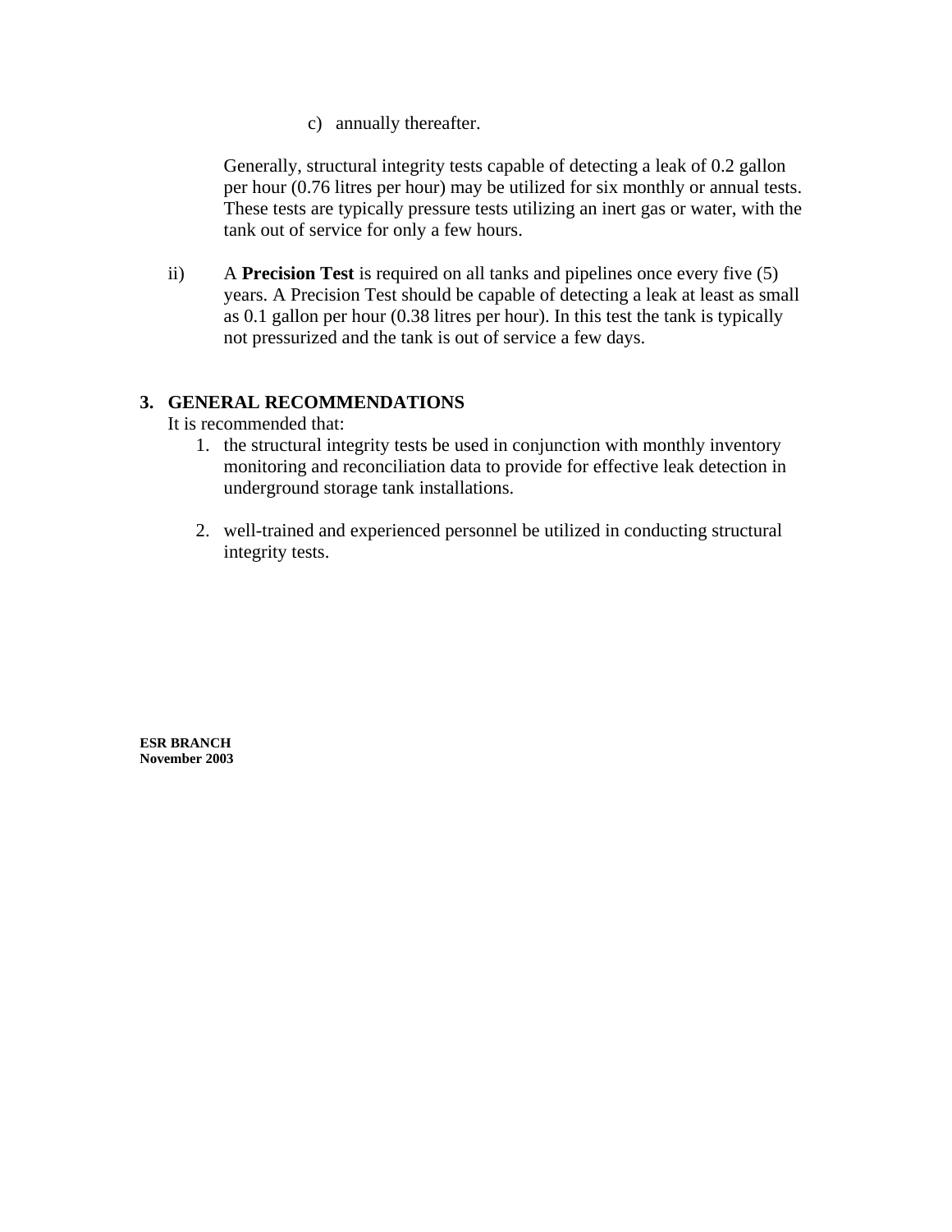c) annually thereafter.

Generally, structural integrity tests capable of detecting a leak of 0.2 gallon per hour (0.76 litres per hour) may be utilized for six monthly or annual tests. These tests are typically pressure tests utilizing an inert gas or water, with the tank out of service for only a few hours.

ii) A **Precision Test** is required on all tanks and pipelines once every five (5) years. A Precision Test should be capable of detecting a leak at least as small as 0.1 gallon per hour (0.38 litres per hour). In this test the tank is typically not pressurized and the tank is out of service a few days.

## 3. GENERAL RECOMMENDATIONS

It is recommended that:

1. the structural integrity tests be used in conjunction with monthly inventory monitoring and reconciliation data to provide for effective leak detection in underground storage tank installations.

2. well-trained and experienced personnel be utilized in conducting structural integrity tests.

**ESR BRANCH**
**November 2003**